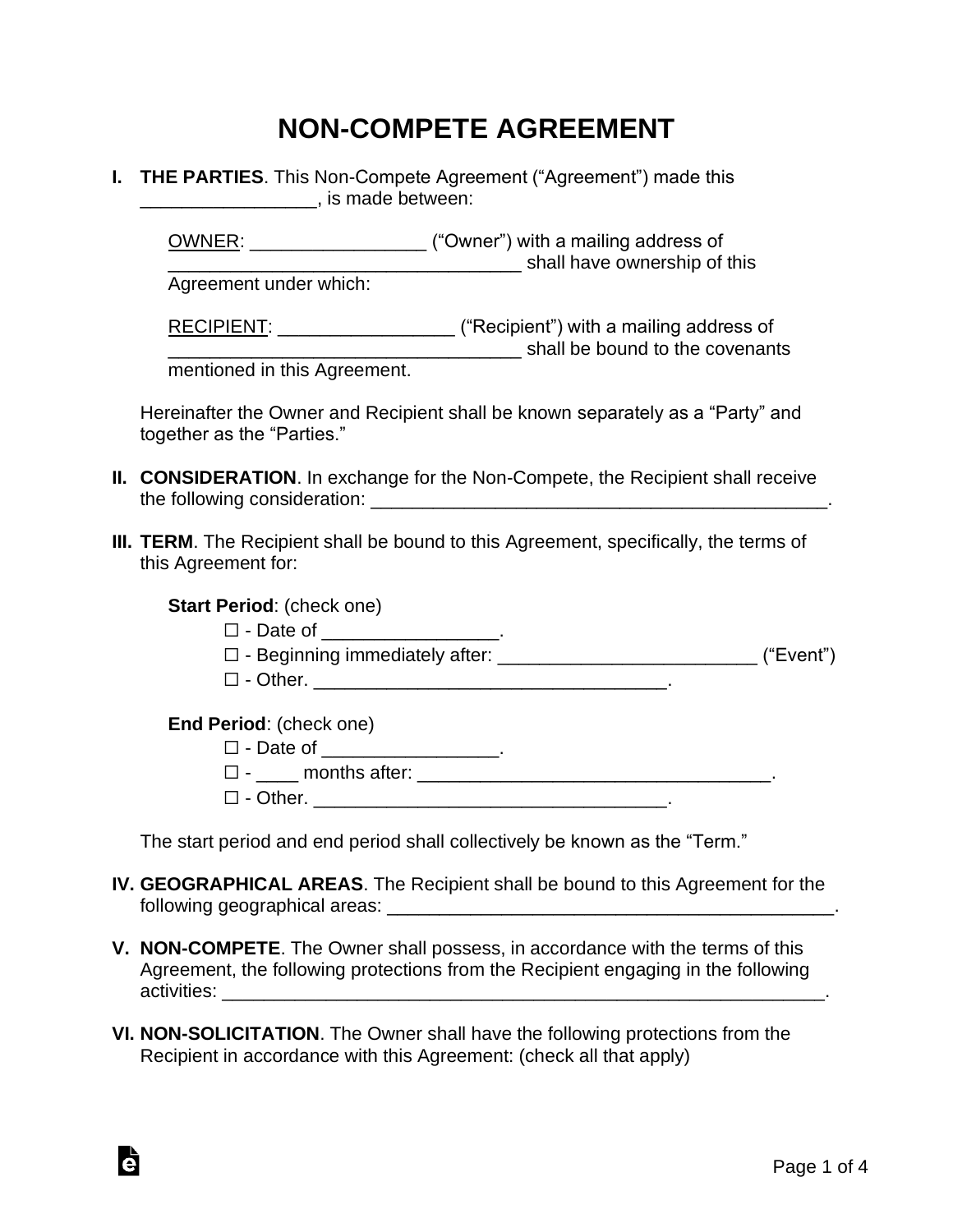# NON-COMPETE AGREEMENT

**I. THE PARTIES**. This Non-Compete Agreement ("Agreement") made this _________________, is made between:

> OWNER: _________________ ("Owner") with a mailing address of __________________________________ shall have ownership of this Agreement under which:
>
> RECIPIENT: _________________ ("Recipient") with a mailing address of __________________________________ shall be bound to the covenants mentioned in this Agreement.

Hereinafter the Owner and Recipient shall be known separately as a "Party" and together as the "Parties."

**II. CONSIDERATION**. In exchange for the Non-Compete, the Recipient shall receive the following consideration: ____________________________________________.

**III. TERM**. The Recipient shall be bound to this Agreement, specifically, the terms of this Agreement for:

**Start Period**: (check one)

- ☐ - Date of _________________.
- ☐ - Beginning immediately after: _________________________ ("Event")
- ☐ - Other. __________________________________.

**End Period**: (check one)

- ☐ - Date of _________________.
- ☐ - ____ months after: __________________________________.
- ☐ - Other. __________________________________.

The start period and end period shall collectively be known as the "Term."

**IV. GEOGRAPHICAL AREAS**. The Recipient shall be bound to this Agreement for the following geographical areas: ____________________________________________.

**V. NON-COMPETE**. The Owner shall possess, in accordance with the terms of this Agreement, the following protections from the Recipient engaging in the following activities: ____________________________________________________________.

**VI. NON-SOLICITATION**. The Owner shall have the following protections from the Recipient in accordance with this Agreement: (check all that apply)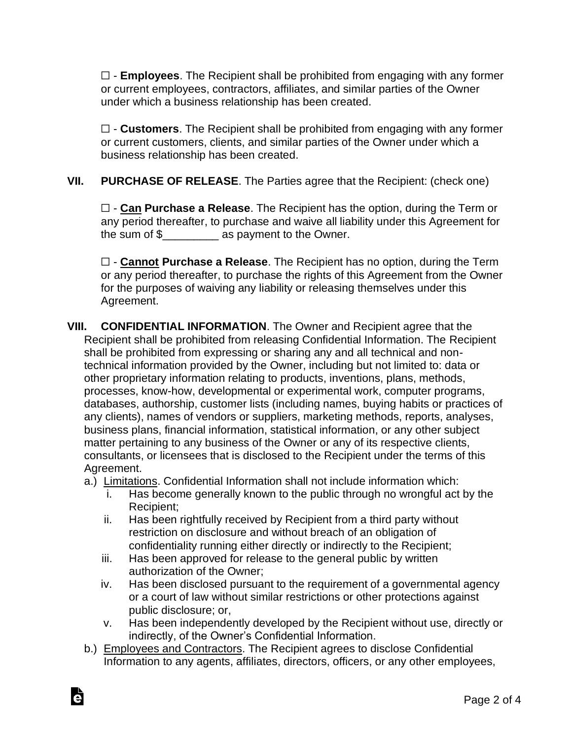☐ - **Employees**. The Recipient shall be prohibited from engaging with any former or current employees, contractors, affiliates, and similar parties of the Owner under which a business relationship has been created.

☐ - **Customers**. The Recipient shall be prohibited from engaging with any former or current customers, clients, and similar parties of the Owner under which a business relationship has been created.

**VII. PURCHASE OF RELEASE**. The Parties agree that the Recipient: (check one)

☐ - **<u>Can</u> Purchase a Release**. The Recipient has the option, during the Term or any period thereafter, to purchase and waive all liability under this Agreement for the sum of $_________ as payment to the Owner.

☐ - **<u>Cannot</u> Purchase a Release**. The Recipient has no option, during the Term or any period thereafter, to purchase the rights of this Agreement from the Owner for the purposes of waiving any liability or releasing themselves under this Agreement.

**VIII. CONFIDENTIAL INFORMATION**. The Owner and Recipient agree that the Recipient shall be prohibited from releasing Confidential Information. The Recipient shall be prohibited from expressing or sharing any and all technical and non-technical information provided by the Owner, including but not limited to: data or other proprietary information relating to products, inventions, plans, methods, processes, know-how, developmental or experimental work, computer programs, databases, authorship, customer lists (including names, buying habits or practices of any clients), names of vendors or suppliers, marketing methods, reports, analyses, business plans, financial information, statistical information, or any other subject matter pertaining to any business of the Owner or any of its respective clients, consultants, or licensees that is disclosed to the Recipient under the terms of this Agreement.

a.) <u>Limitations</u>. Confidential Information shall not include information which:

  i. Has become generally known to the public through no wrongful act by the Recipient;

  ii. Has been rightfully received by Recipient from a third party without restriction on disclosure and without breach of an obligation of confidentiality running either directly or indirectly to the Recipient;

  iii. Has been approved for release to the general public by written authorization of the Owner;

  iv. Has been disclosed pursuant to the requirement of a governmental agency or a court of law without similar restrictions or other protections against public disclosure; or,

  v. Has been independently developed by the Recipient without use, directly or indirectly, of the Owner's Confidential Information.

b.) <u>Employees and Contractors</u>. The Recipient agrees to disclose Confidential Information to any agents, affiliates, directors, officers, or any other employees,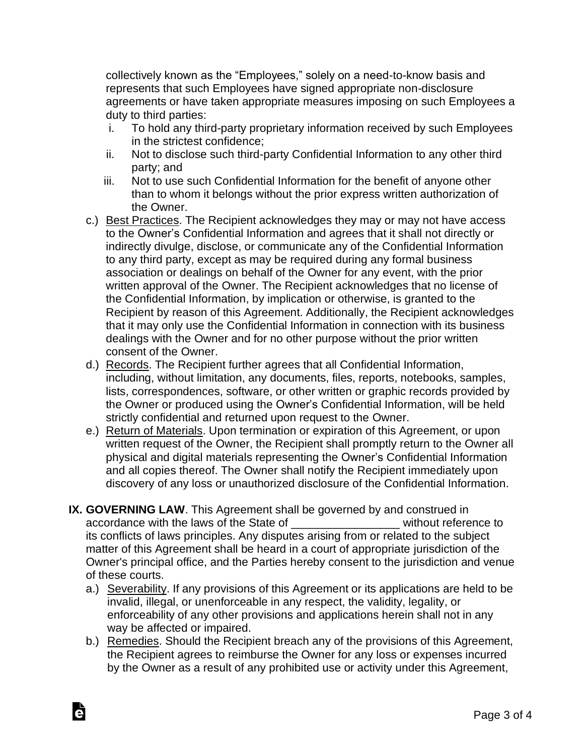collectively known as the "Employees," solely on a need-to-know basis and represents that such Employees have signed appropriate non-disclosure agreements or have taken appropriate measures imposing on such Employees a duty to third parties:

   i. To hold any third-party proprietary information received by such Employees in the strictest confidence;
   ii. Not to disclose such third-party Confidential Information to any other third party; and
   iii. Not to use such Confidential Information for the benefit of anyone other than to whom it belongs without the prior express written authorization of the Owner.

c.) <u>Best Practices</u>. The Recipient acknowledges they may or may not have access to the Owner's Confidential Information and agrees that it shall not directly or indirectly divulge, disclose, or communicate any of the Confidential Information to any third party, except as may be required during any formal business association or dealings on behalf of the Owner for any event, with the prior written approval of the Owner. The Recipient acknowledges that no license of the Confidential Information, by implication or otherwise, is granted to the Recipient by reason of this Agreement. Additionally, the Recipient acknowledges that it may only use the Confidential Information in connection with its business dealings with the Owner and for no other purpose without the prior written consent of the Owner.

d.) <u>Records</u>. The Recipient further agrees that all Confidential Information, including, without limitation, any documents, files, reports, notebooks, samples, lists, correspondences, software, or other written or graphic records provided by the Owner or produced using the Owner's Confidential Information, will be held strictly confidential and returned upon request to the Owner.

e.) <u>Return of Materials</u>. Upon termination or expiration of this Agreement, or upon written request of the Owner, the Recipient shall promptly return to the Owner all physical and digital materials representing the Owner's Confidential Information and all copies thereof. The Owner shall notify the Recipient immediately upon discovery of any loss or unauthorized disclosure of the Confidential Information.

**IX. GOVERNING LAW**. This Agreement shall be governed by and construed in accordance with the laws of the State of _________________ without reference to its conflicts of laws principles. Any disputes arising from or related to the subject matter of this Agreement shall be heard in a court of appropriate jurisdiction of the Owner's principal office, and the Parties hereby consent to the jurisdiction and venue of these courts.

a.) <u>Severability</u>. If any provisions of this Agreement or its applications are held to be invalid, illegal, or unenforceable in any respect, the validity, legality, or enforceability of any other provisions and applications herein shall not in any way be affected or impaired.

b.) <u>Remedies</u>. Should the Recipient breach any of the provisions of this Agreement, the Recipient agrees to reimburse the Owner for any loss or expenses incurred by the Owner as a result of any prohibited use or activity under this Agreement,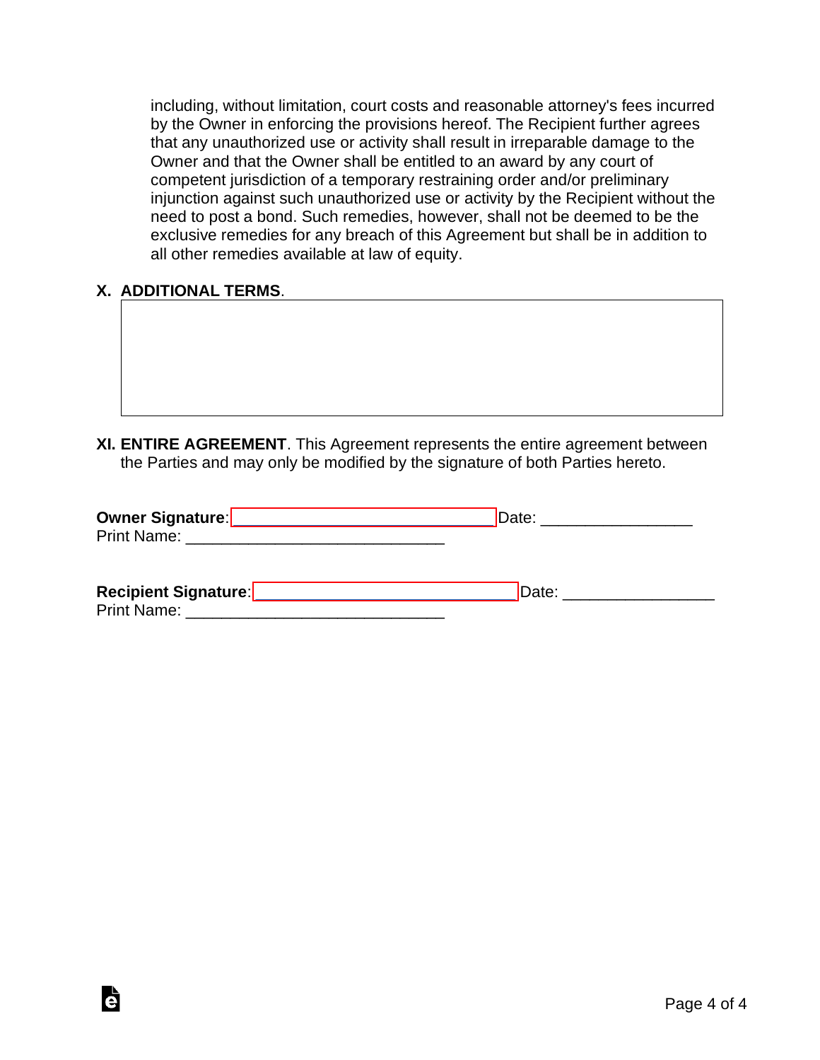including, without limitation, court costs and reasonable attorney's fees incurred by the Owner in enforcing the provisions hereof. The Recipient further agrees that any unauthorized use or activity shall result in irreparable damage to the Owner and that the Owner shall be entitled to an award by any court of competent jurisdiction of a temporary restraining order and/or preliminary injunction against such unauthorized use or activity by the Recipient without the need to post a bond. Such remedies, however, shall not be deemed to be the exclusive remedies for any breach of this Agreement but shall be in addition to all other remedies available at law of equity.

**X. ADDITIONAL TERMS**.

**XI. ENTIRE AGREEMENT**. This Agreement represents the entire agreement between the Parties and may only be modified by the signature of both Parties hereto.

**Owner Signature**: ______________________________ Date: _________________
Print Name: _____________________________

**Recipient Signature**: ______________________________ Date: _________________
Print Name: _____________________________